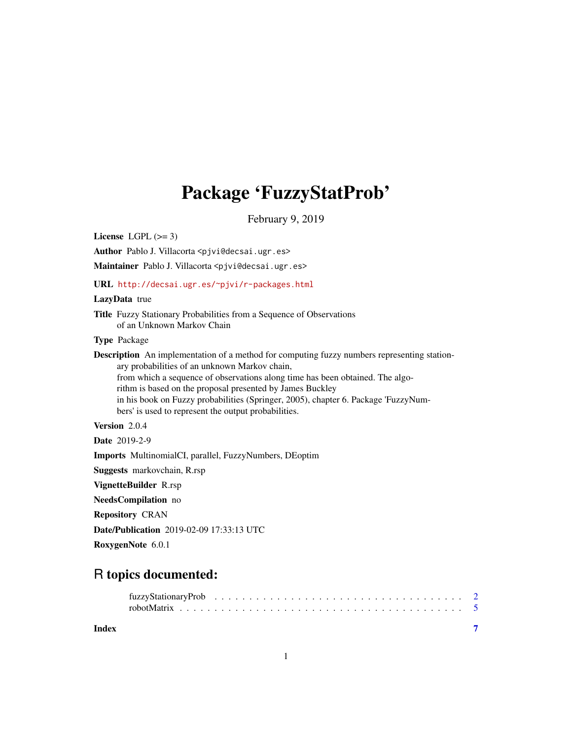# Package 'FuzzyStatProb'

February 9, 2019

**License** LGPL (>= 3)

**Author** Pablo J. Villacorta <pjvi@decsai.ugr.es>

**Maintainer** Pablo J. Villacorta <pjvi@decsai.ugr.es>

**URL** http://decsai.ugr.es/~pjvi/r-packages.html

**LazyData** true

**Title** Fuzzy Stationary Probabilities from a Sequence of Observations of an Unknown Markov Chain

**Type** Package

**Description** An implementation of a method for computing fuzzy numbers representing stationary probabilities of an unknown Markov chain, from which a sequence of observations along time has been obtained. The algorithm is based on the proposal presented by James Buckley in his book on Fuzzy probabilities (Springer, 2005), chapter 6. Package 'FuzzyNumbers' is used to represent the output probabilities.

**Version** 2.0.4

**Date** 2019-2-9

**Imports** MultinomialCI, parallel, FuzzyNumbers, DEoptim

**Suggests** markovchain, R.rsp

**VignetteBuilder** R.rsp

**NeedsCompilation** no

**Repository** CRAN

**Date/Publication** 2019-02-09 17:33:13 UTC

**RoxygenNote** 6.0.1

## R topics documented:

- fuzzyStationaryProb . . . . . . . . . . . . . . . . . . . . . . . . . . . . . . . . . . . 2
- robotMatrix . . . . . . . . . . . . . . . . . . . . . . . . . . . . . . . . . . . . . . . . 5

**Index** 7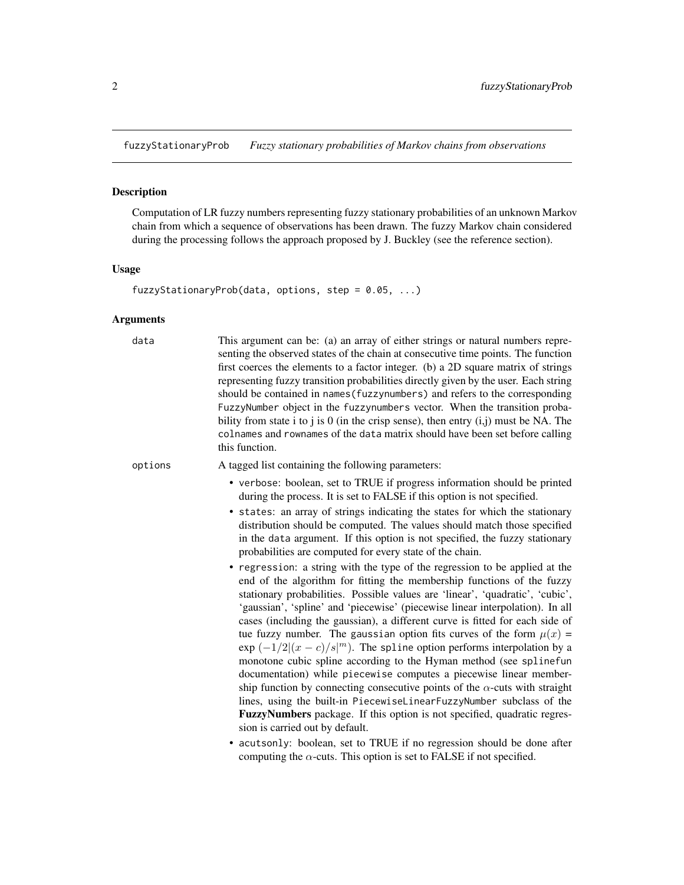fuzzyStationaryProb *Fuzzy stationary probabilities of Markov chains from observations*

## Description

Computation of LR fuzzy numbers representing fuzzy stationary probabilities of an unknown Markov chain from which a sequence of observations has been drawn. The fuzzy Markov chain considered during the processing follows the approach proposed by J. Buckley (see the reference section).

## Usage

```
fuzzyStationaryProb(data, options, step = 0.05, ...)
```

## Arguments

**data** This argument can be: (a) an array of either strings or natural numbers representing the observed states of the chain at consecutive time points. The function first coerces the elements to a factor integer. (b) a 2D square matrix of strings representing fuzzy transition probabilities directly given by the user. Each string should be contained in `names(fuzzynumbers)` and refers to the corresponding `FuzzyNumber` object in the `fuzzynumbers` vector. When the transition probability from state i to j is 0 (in the crisp sense), then entry (i,j) must be NA. The `colnames` and `rownames` of the `data` matrix should have been set before calling this function.

**options** A tagged list containing the following parameters:

- `verbose`: boolean, set to TRUE if progress information should be printed during the process. It is set to FALSE if this option is not specified.
- `states`: an array of strings indicating the states for which the stationary distribution should be computed. The values should match those specified in the `data` argument. If this option is not specified, the fuzzy stationary probabilities are computed for every state of the chain.
- `regression`: a string with the type of the regression to be applied at the end of the algorithm for fitting the membership functions of the fuzzy stationary probabilities. Possible values are 'linear', 'quadratic', 'cubic', 'gaussian', 'spline' and 'piecewise' (piecewise linear interpolation). In all cases (including the gaussian), a different curve is fitted for each side of tue fuzzy number. The `gaussian` option fits curves of the form $\mu(x) = \exp\left(-1/2|(x-c)/s|^m\right)$. The `spline` option performs interpolation by a monotone cubic spline according to the Hyman method (see `splinefun` documentation) while `piecewise` computes a piecewise linear membership function by connecting consecutive points of the $\alpha$-cuts with straight lines, using the built-in `PiecewiseLinearFuzzyNumber` subclass of the **FuzzyNumbers** package. If this option is not specified, quadratic regression is carried out by default.
- `acutsonly`: boolean, set to TRUE if no regression should be done after computing the $\alpha$-cuts. This option is set to FALSE if not specified.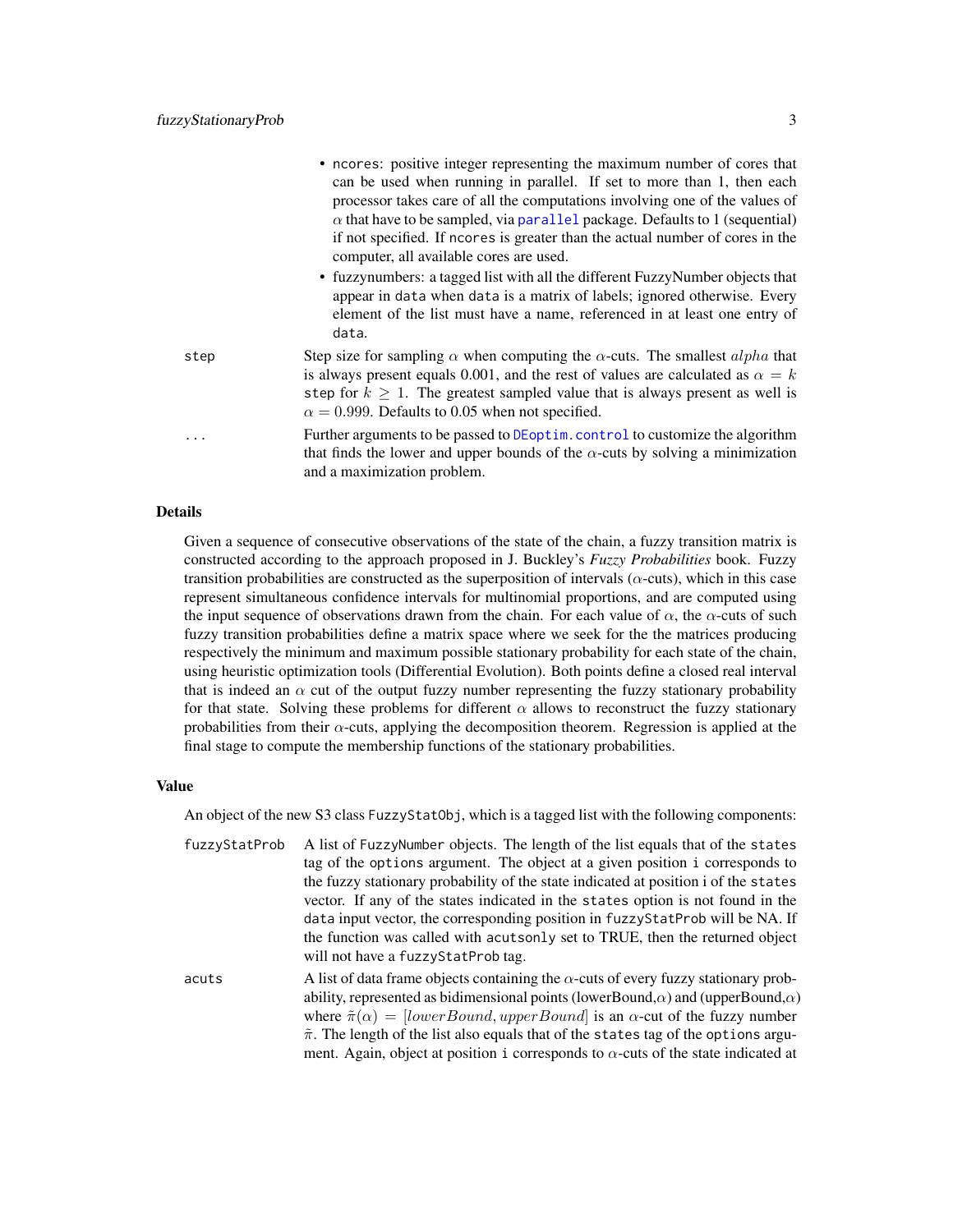- ncores: positive integer representing the maximum number of cores that can be used when running in parallel. If set to more than 1, then each processor takes care of all the computations involving one of the values of $\alpha$ that have to be sampled, via parallel package. Defaults to 1 (sequential) if not specified. If ncores is greater than the actual number of cores in the computer, all available cores are used.
- fuzzynumbers: a tagged list with all the different FuzzyNumber objects that appear in data when data is a matrix of labels; ignored otherwise. Every element of the list must have a name, referenced in at least one entry of data.

step
: Step size for sampling $\alpha$ when computing the $\alpha$-cuts. The smallest $alpha$ that is always present equals 0.001, and the rest of values are calculated as $\alpha = k$ step for $k \geq 1$. The greatest sampled value that is always present as well is $\alpha = 0.999$. Defaults to 0.05 when not specified.

...
: Further arguments to be passed to DEoptim.control to customize the algorithm that finds the lower and upper bounds of the $\alpha$-cuts by solving a minimization and a maximization problem.

## Details

Given a sequence of consecutive observations of the state of the chain, a fuzzy transition matrix is constructed according to the approach proposed in J. Buckley's *Fuzzy Probabilities* book. Fuzzy transition probabilities are constructed as the superposition of intervals ($\alpha$-cuts), which in this case represent simultaneous confidence intervals for multinomial proportions, and are computed using the input sequence of observations drawn from the chain. For each value of $\alpha$, the $\alpha$-cuts of such fuzzy transition probabilities define a matrix space where we seek for the the matrices producing respectively the minimum and maximum possible stationary probability for each state of the chain, using heuristic optimization tools (Differential Evolution). Both points define a closed real interval that is indeed an $\alpha$ cut of the output fuzzy number representing the fuzzy stationary probability for that state. Solving these problems for different $\alpha$ allows to reconstruct the fuzzy stationary probabilities from their $\alpha$-cuts, applying the decomposition theorem. Regression is applied at the final stage to compute the membership functions of the stationary probabilities.

## Value

An object of the new S3 class FuzzyStatObj, which is a tagged list with the following components:

fuzzyStatProb
: A list of FuzzyNumber objects. The length of the list equals that of the states tag of the options argument. The object at a given position i corresponds to the fuzzy stationary probability of the state indicated at position i of the states vector. If any of the states indicated in the states option is not found in the data input vector, the corresponding position in fuzzyStatProb will be NA. If the function was called with acutsonly set to TRUE, then the returned object will not have a fuzzyStatProb tag.

acuts
: A list of data frame objects containing the $\alpha$-cuts of every fuzzy stationary probability, represented as bidimensional points (lowerBound,$\alpha$) and (upperBound,$\alpha$) where $\tilde{\pi}(\alpha) = [lowerBound, upperBound]$ is an $\alpha$-cut of the fuzzy number $\tilde{\pi}$. The length of the list also equals that of the states tag of the options argument. Again, object at position i corresponds to $\alpha$-cuts of the state indicated at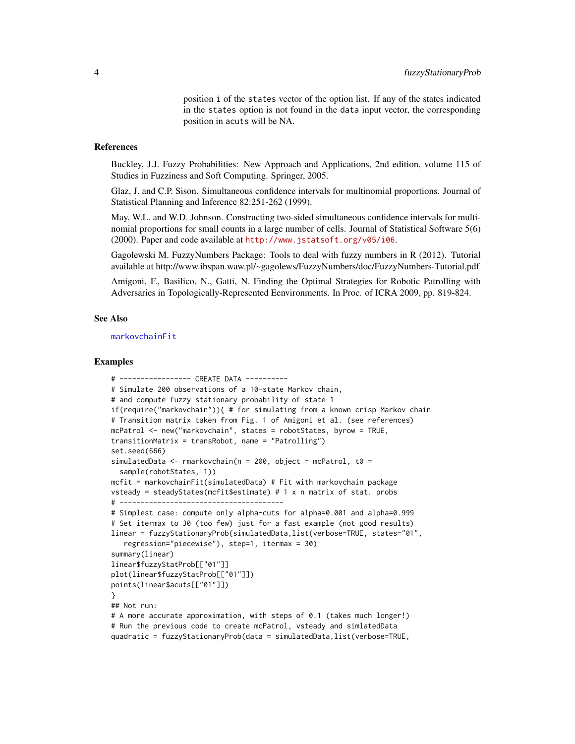position i of the `states` vector of the option list. If any of the states indicated in the `states` option is not found in the `data` input vector, the corresponding position in `acuts` will be NA.

## References

Buckley, J.J. Fuzzy Probabilities: New Approach and Applications, 2nd edition, volume 115 of Studies in Fuzziness and Soft Computing. Springer, 2005.

Glaz, J. and C.P. Sison. Simultaneous confidence intervals for multinomial proportions. Journal of Statistical Planning and Inference 82:251-262 (1999).

May, W.L. and W.D. Johnson. Constructing two-sided simultaneous confidence intervals for multinomial proportions for small counts in a large number of cells. Journal of Statistical Software 5(6) (2000). Paper and code available at http://www.jstatsoft.org/v05/i06.

Gagolewski M. FuzzyNumbers Package: Tools to deal with fuzzy numbers in R (2012). Tutorial available at http://www.ibspan.waw.pl/~gagolews/FuzzyNumbers/doc/FuzzyNumbers-Tutorial.pdf

Amigoni, F., Basilico, N., Gatti, N. Finding the Optimal Strategies for Robotic Patrolling with Adversaries in Topologically-Represented Eenvironments. In Proc. of ICRA 2009, pp. 819-824.

## See Also

markovchainFit

## Examples

```
# ----------------- CREATE DATA ----------
# Simulate 200 observations of a 10-state Markov chain,
# and compute fuzzy stationary probability of state 1
if(require("markovchain")){ # for simulating from a known crisp Markov chain
# Transition matrix taken from Fig. 1 of Amigoni et al. (see references)
mcPatrol <- new("markovchain", states = robotStates, byrow = TRUE,
transitionMatrix = transRobot, name = "Patrolling")
set.seed(666)
simulatedData <- rmarkovchain(n = 200, object = mcPatrol, t0 =
  sample(robotStates, 1))
mcfit = markovchainFit(simulatedData) # Fit with markovchain package
vsteady = steadyStates(mcfit$estimate) # 1 x n matrix of stat. probs
# ---------------------------------------
# Simplest case: compute only alpha-cuts for alpha=0.001 and alpha=0.999
# Set itermax to 30 (too few) just for a fast example (not good results)
linear = fuzzyStationaryProb(simulatedData,list(verbose=TRUE, states="01",
   regression="piecewise"), step=1, itermax = 30)
summary(linear)
linear$fuzzyStatProb[["01"]]
plot(linear$fuzzyStatProb[["01"]])
points(linear$acuts[["01"]])
}
## Not run:
# A more accurate approximation, with steps of 0.1 (takes much longer!)
# Run the previous code to create mcPatrol, vsteady and simlatedData
quadratic = fuzzyStationaryProb(data = simulatedData,list(verbose=TRUE,
```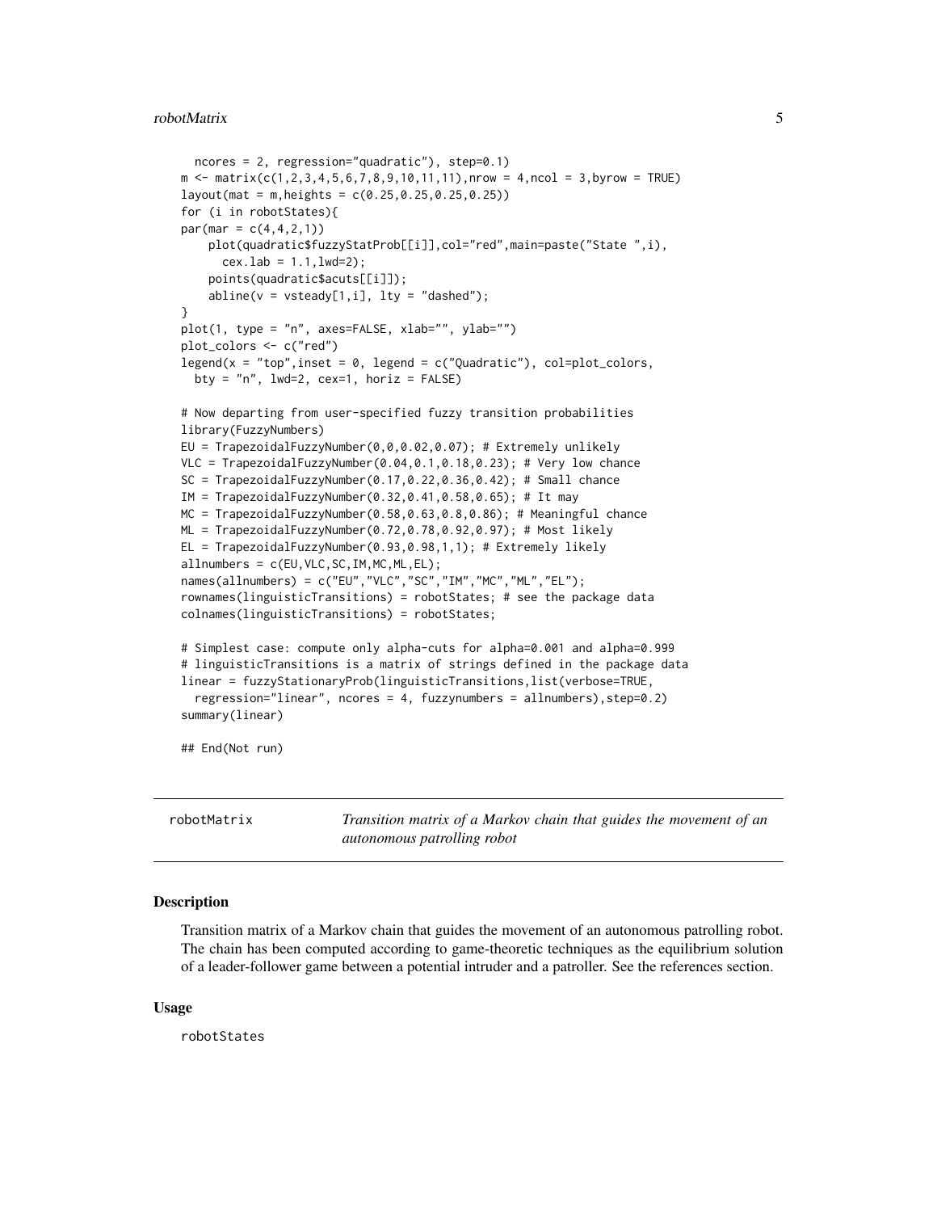```
  ncores = 2, regression="quadratic"), step=0.1)
m <- matrix(c(1,2,3,4,5,6,7,8,9,10,11,11),nrow = 4,ncol = 3,byrow = TRUE)
layout(mat = m,heights = c(0.25,0.25,0.25,0.25))
for (i in robotStates){
par(mar = c(4,4,2,1))
    plot(quadratic$fuzzyStatProb[[i]],col="red",main=paste("State ",i),
      cex.lab = 1.1,lwd=2);
    points(quadratic$acuts[[i]]);
    abline(v = vsteady[1,i], lty = "dashed");
}
plot(1, type = "n", axes=FALSE, xlab="", ylab="")
plot_colors <- c("red")
legend(x = "top",inset = 0, legend = c("Quadratic"), col=plot_colors,
  bty = "n", lwd=2, cex=1, horiz = FALSE)

# Now departing from user-specified fuzzy transition probabilities
library(FuzzyNumbers)
EU = TrapezoidalFuzzyNumber(0,0,0.02,0.07); # Extremely unlikely
VLC = TrapezoidalFuzzyNumber(0.04,0.1,0.18,0.23); # Very low chance
SC = TrapezoidalFuzzyNumber(0.17,0.22,0.36,0.42); # Small chance
IM = TrapezoidalFuzzyNumber(0.32,0.41,0.58,0.65); # It may
MC = TrapezoidalFuzzyNumber(0.58,0.63,0.8,0.86); # Meaningful chance
ML = TrapezoidalFuzzyNumber(0.72,0.78,0.92,0.97); # Most likely
EL = TrapezoidalFuzzyNumber(0.93,0.98,1,1); # Extremely likely
allnumbers = c(EU,VLC,SC,IM,MC,ML,EL);
names(allnumbers) = c("EU","VLC","SC","IM","MC","ML","EL");
rownames(linguisticTransitions) = robotStates; # see the package data
colnames(linguisticTransitions) = robotStates;

# Simplest case: compute only alpha-cuts for alpha=0.001 and alpha=0.999
# linguisticTransitions is a matrix of strings defined in the package data
linear = fuzzyStationaryProb(linguisticTransitions,list(verbose=TRUE,
  regression="linear", ncores = 4, fuzzynumbers = allnumbers),step=0.2)
summary(linear)

## End(Not run)
```

---

robotMatrix — *Transition matrix of a Markov chain that guides the movement of an autonomous patrolling robot*

---

### Description

Transition matrix of a Markov chain that guides the movement of an autonomous patrolling robot. The chain has been computed according to game-theoretic techniques as the equilibrium solution of a leader-follower game between a potential intruder and a patroller. See the references section.

### Usage

```
robotStates
```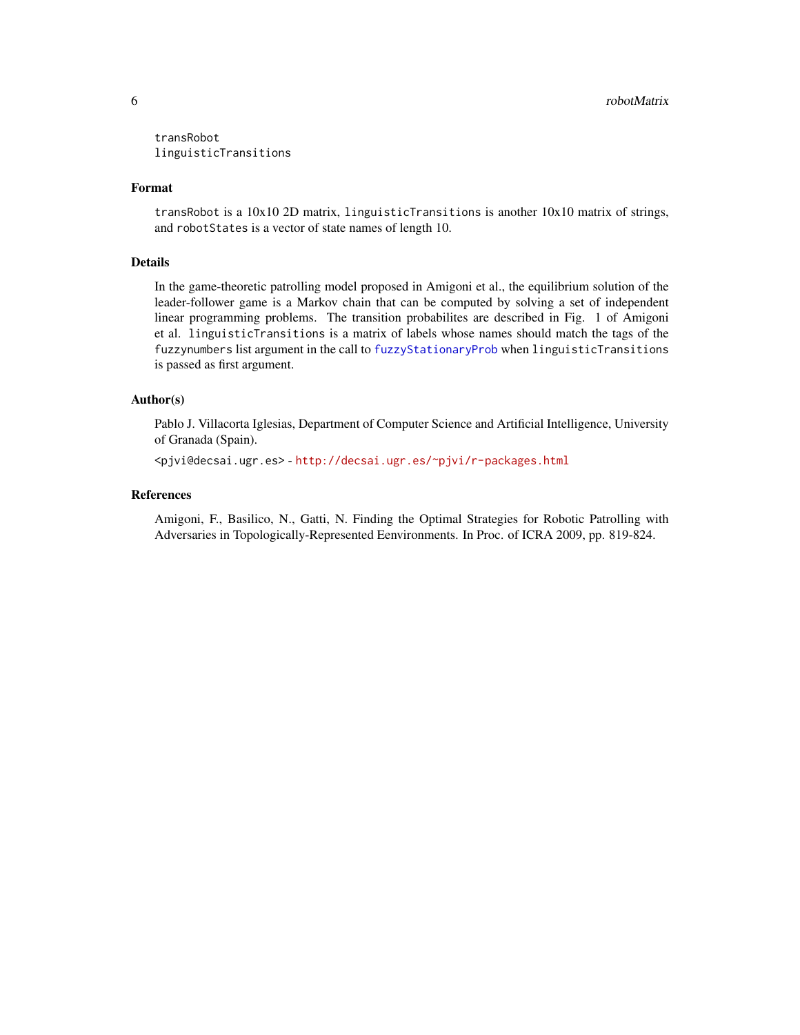```
transRobot
linguisticTransitions
```

## Format

`transRobot` is a 10x10 2D matrix, `linguisticTransitions` is another 10x10 matrix of strings, and `robotStates` is a vector of state names of length 10.

## Details

In the game-theoretic patrolling model proposed in Amigoni et al., the equilibrium solution of the leader-follower game is a Markov chain that can be computed by solving a set of independent linear programming problems. The transition probabilites are described in Fig. 1 of Amigoni et al. `linguisticTransitions` is a matrix of labels whose names should match the tags of the `fuzzynumbers` list argument in the call to `fuzzyStationaryProb` when `linguisticTransitions` is passed as first argument.

## Author(s)

Pablo J. Villacorta Iglesias, Department of Computer Science and Artificial Intelligence, University of Granada (Spain).

<pjvi@decsai.ugr.es> - http://decsai.ugr.es/~pjvi/r-packages.html

## References

Amigoni, F., Basilico, N., Gatti, N. Finding the Optimal Strategies for Robotic Patrolling with Adversaries in Topologically-Represented Eenvironments. In Proc. of ICRA 2009, pp. 819-824.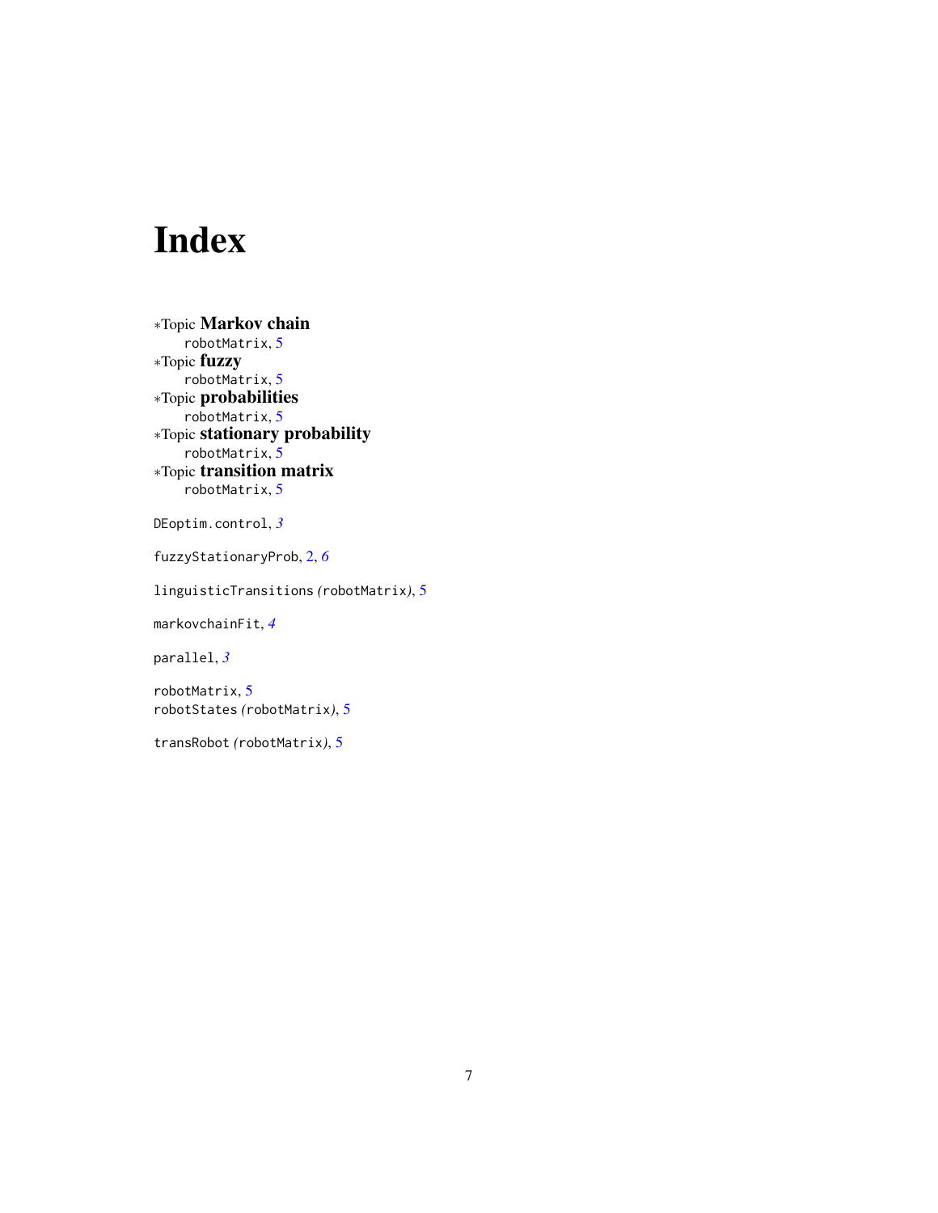# Index

*Topic **Markov chain**
  robotMatrix, 5
*Topic **fuzzy**
  robotMatrix, 5
*Topic **probabilities**
  robotMatrix, 5
*Topic **stationary probability**
  robotMatrix, 5
*Topic **transition matrix**
  robotMatrix, 5

DEoptim.control, *3*

fuzzyStationaryProb, 2, *6*

linguisticTransitions *(*robotMatrix*)*, 5

markovchainFit, *4*

parallel, *3*

robotMatrix, 5
robotStates *(*robotMatrix*)*, 5

transRobot *(*robotMatrix*)*, 5